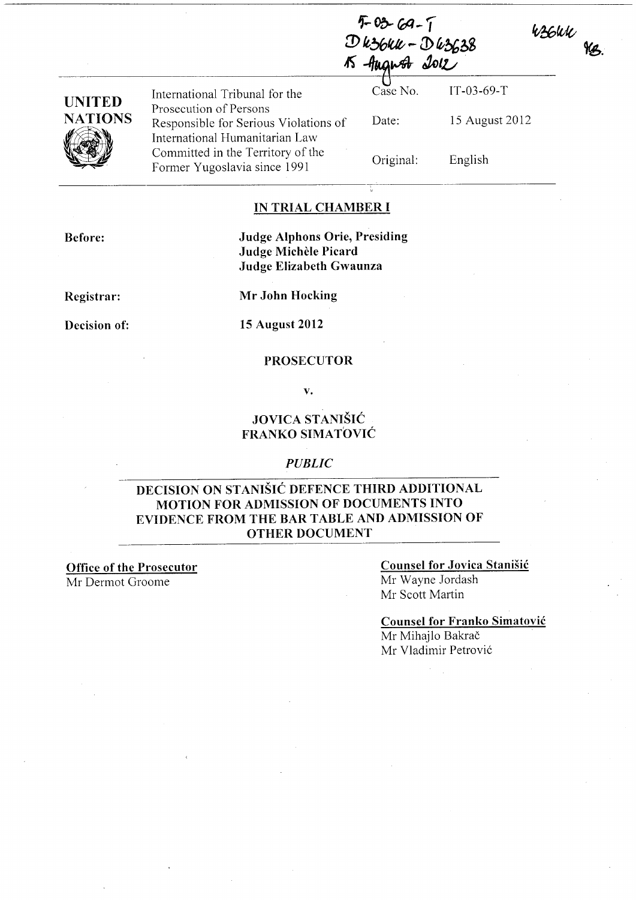IT-03-69-T
D43644 - D43638
15 August 2012

43644 MB.

| UNITED NATIONS | International Tribunal for the Prosecution of Persons Responsible for Serious Violations of International Humanitarian Law Committed in the Territory of the Former Yugoslavia since 1991 | Case No. | IT-03-69-T |
|---|---|---|---|
| | | Date: | 15 August 2012 |
| | | Original: | English |

## IN TRIAL CHAMBER I

**Before:** **Judge Alphons Orie, Presiding**
**Judge Michèle Picard**
**Judge Elizabeth Gwaunza**

**Registrar:** **Mr John Hocking**

**Decision of:** **15 August 2012**

**PROSECUTOR**

**v.**

**JOVICA STANIŠIĆ**
**FRANKO SIMATOVIĆ**

*PUBLIC*

## DECISION ON STANIŠIĆ DEFENCE THIRD ADDITIONAL MOTION FOR ADMISSION OF DOCUMENTS INTO EVIDENCE FROM THE BAR TABLE AND ADMISSION OF OTHER DOCUMENT

**Office of the Prosecutor**
Mr Dermot Groome

**Counsel for Jovica Stanišić**
Mr Wayne Jordash
Mr Scott Martin

**Counsel for Franko Simatović**
Mr Mihajlo Bakrač
Mr Vladimir Petrović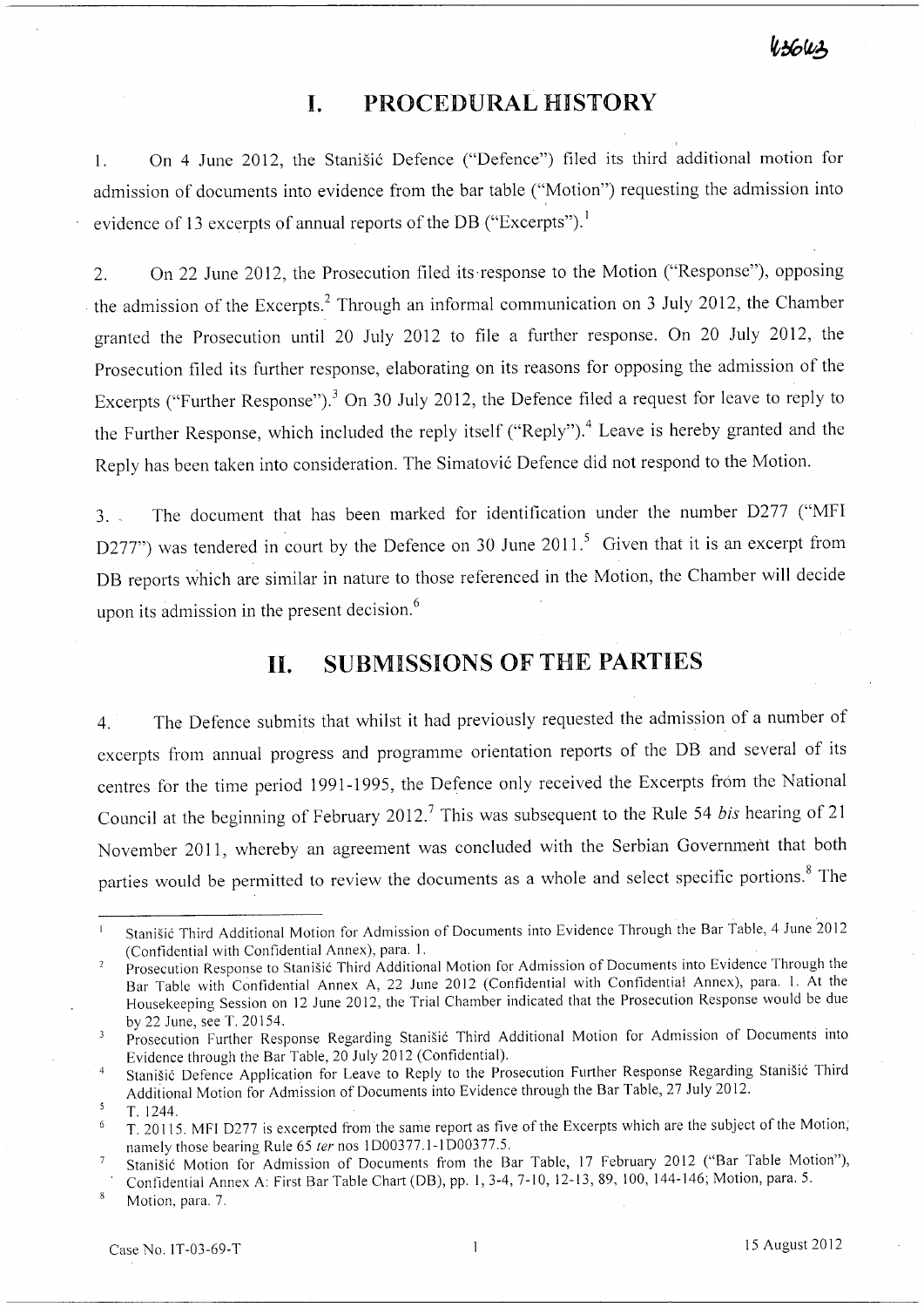# I. PROCEDURAL HISTORY

1. On 4 June 2012, the Stanišić Defence ("Defence") filed its third additional motion for admission of documents into evidence from the bar table ("Motion") requesting the admission into evidence of 13 excerpts of annual reports of the DB ("Excerpts").[1]

2. On 22 June 2012, the Prosecution filed its response to the Motion ("Response"), opposing the admission of the Excerpts.[2] Through an informal communication on 3 July 2012, the Chamber granted the Prosecution until 20 July 2012 to file a further response. On 20 July 2012, the Prosecution filed its further response, elaborating on its reasons for opposing the admission of the Excerpts ("Further Response").[3] On 30 July 2012, the Defence filed a request for leave to reply to the Further Response, which included the reply itself ("Reply").[4] Leave is hereby granted and the Reply has been taken into consideration. The Simatović Defence did not respond to the Motion.

3. The document that has been marked for identification under the number D277 ("MFI D277") was tendered in court by the Defence on 30 June 2011.[5] Given that it is an excerpt from DB reports which are similar in nature to those referenced in the Motion, the Chamber will decide upon its admission in the present decision.[6]

# II. SUBMISSIONS OF THE PARTIES

4. The Defence submits that whilst it had previously requested the admission of a number of excerpts from annual progress and programme orientation reports of the DB and several of its centres for the time period 1991-1995, the Defence only received the Excerpts from the National Council at the beginning of February 2012.[7] This was subsequent to the Rule 54 *bis* hearing of 21 November 2011, whereby an agreement was concluded with the Serbian Government that both parties would be permitted to review the documents as a whole and select specific portions.[8] The

---

[1] Stanišić Third Additional Motion for Admission of Documents into Evidence Through the Bar Table, 4 June 2012 (Confidential with Confidential Annex), para. 1.

[2] Prosecution Response to Stanišić Third Additional Motion for Admission of Documents into Evidence Through the Bar Table with Confidential Annex A, 22 June 2012 (Confidential with Confidential Annex), para. 1. At the Housekeeping Session on 12 June 2012, the Trial Chamber indicated that the Prosecution Response would be due by 22 June, see T. 20154.

[3] Prosecution Further Response Regarding Stanišić Third Additional Motion for Admission of Documents into Evidence through the Bar Table, 20 July 2012 (Confidential).

[4] Stanišić Defence Application for Leave to Reply to the Prosecution Further Response Regarding Stanišić Third Additional Motion for Admission of Documents into Evidence through the Bar Table, 27 July 2012.

[5] T. 1244.

[6] T. 20115. MFI D277 is excerpted from the same report as five of the Excerpts which are the subject of the Motion, namely those bearing Rule 65 *ter* nos 1D00377.1-1D00377.5.

[7] Stanišić Motion for Admission of Documents from the Bar Table, 17 February 2012 ("Bar Table Motion"), Confidential Annex A: First Bar Table Chart (DB), pp. 1, 3-4, 7-10, 12-13, 89, 100, 144-146; Motion, para. 5.

[8] Motion, para. 7.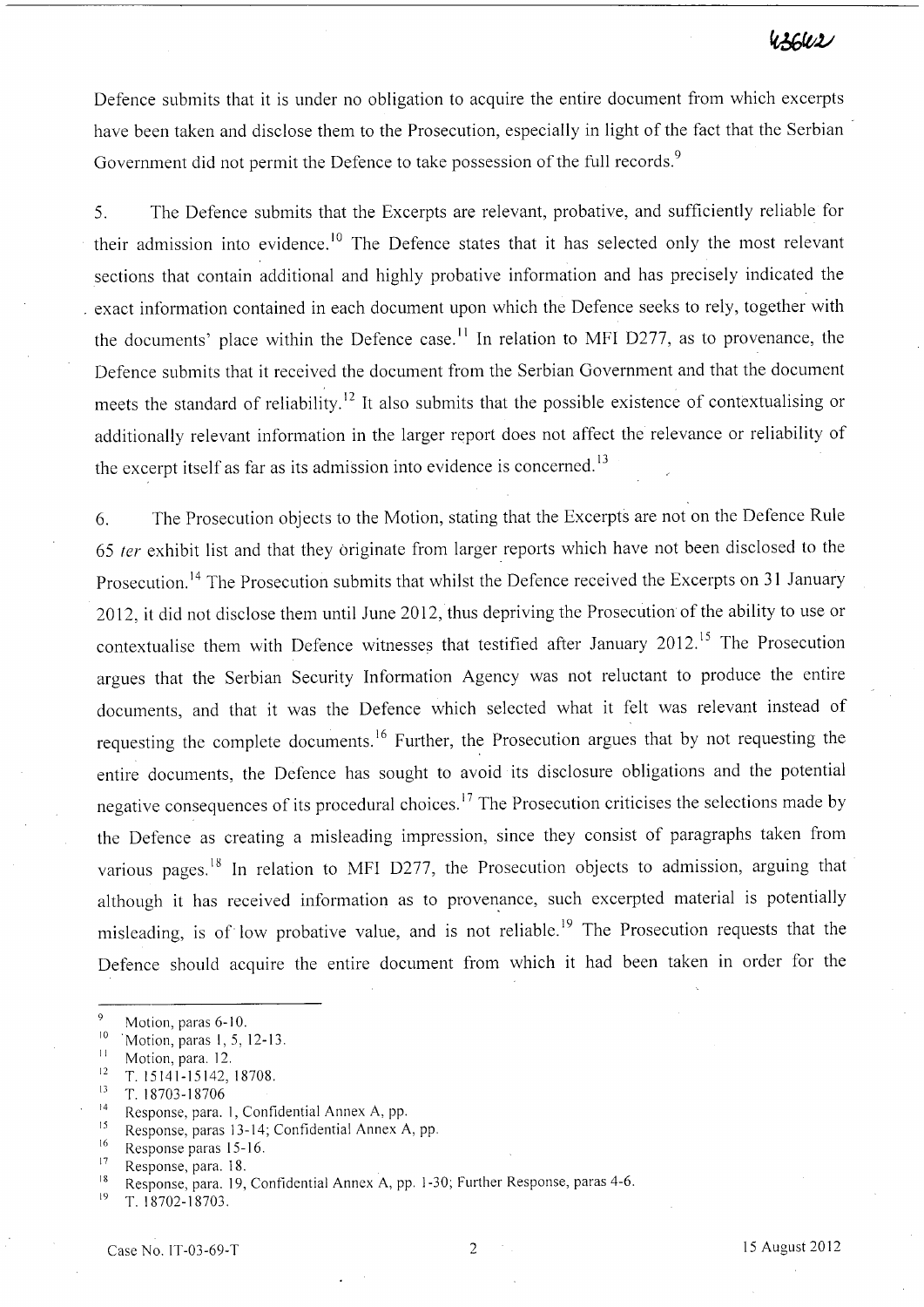Defence submits that it is under no obligation to acquire the entire document from which excerpts have been taken and disclose them to the Prosecution, especially in light of the fact that the Serbian Government did not permit the Defence to take possession of the full records.[9]

5. The Defence submits that the Excerpts are relevant, probative, and sufficiently reliable for their admission into evidence.[10] The Defence states that it has selected only the most relevant sections that contain additional and highly probative information and has precisely indicated the exact information contained in each document upon which the Defence seeks to rely, together with the documents' place within the Defence case.[11] In relation to MFI D277, as to provenance, the Defence submits that it received the document from the Serbian Government and that the document meets the standard of reliability.[12] It also submits that the possible existence of contextualising or additionally relevant information in the larger report does not affect the relevance or reliability of the excerpt itself as far as its admission into evidence is concerned.[13]

6. The Prosecution objects to the Motion, stating that the Excerpts are not on the Defence Rule 65 *ter* exhibit list and that they originate from larger reports which have not been disclosed to the Prosecution.[14] The Prosecution submits that whilst the Defence received the Excerpts on 31 January 2012, it did not disclose them until June 2012, thus depriving the Prosecution of the ability to use or contextualise them with Defence witnesses that testified after January 2012.[15] The Prosecution argues that the Serbian Security Information Agency was not reluctant to produce the entire documents, and that it was the Defence which selected what it felt was relevant instead of requesting the complete documents.[16] Further, the Prosecution argues that by not requesting the entire documents, the Defence has sought to avoid its disclosure obligations and the potential negative consequences of its procedural choices.[17] The Prosecution criticises the selections made by the Defence as creating a misleading impression, since they consist of paragraphs taken from various pages.[18] In relation to MFI D277, the Prosecution objects to admission, arguing that although it has received information as to provenance, such excerpted material is potentially misleading, is of low probative value, and is not reliable.[19] The Prosecution requests that the Defence should acquire the entire document from which it had been taken in order for the

---

[9] Motion, paras 6-10.

[10] Motion, paras 1, 5, 12-13.

[11] Motion, para. 12.

[12] T. 15141-15142, 18708.

[13] T. 18703-18706

[14] Response, para. 1, Confidential Annex A, pp.

[15] Response, paras 13-14; Confidential Annex A, pp.

[16] Response paras 15-16.

[17] Response, para. 18.

[18] Response, para. 19, Confidential Annex A, pp. 1-30; Further Response, paras 4-6.

[19] T. 18702-18703.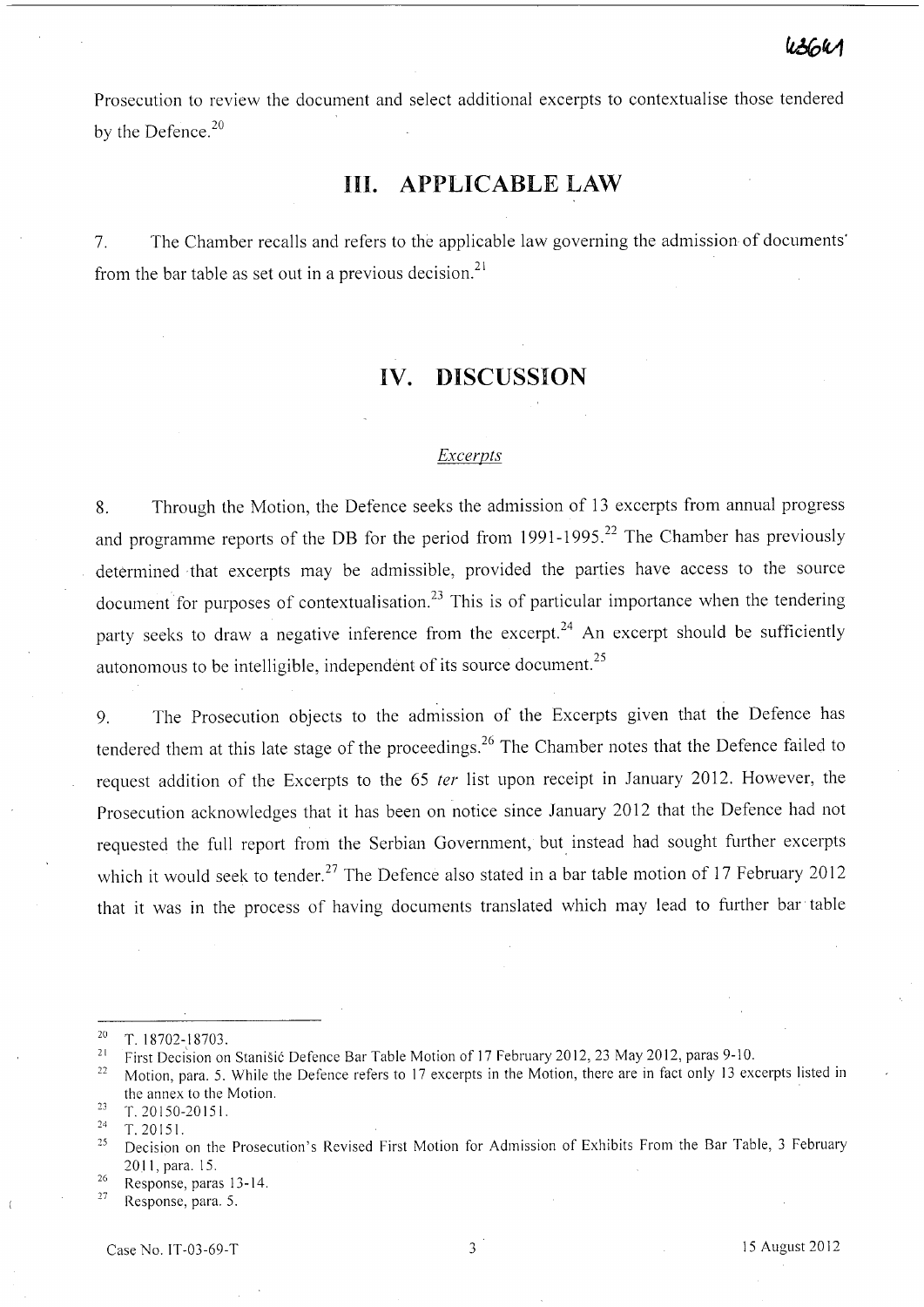Prosecution to review the document and select additional excerpts to contextualise those tendered by the Defence.[20]

# III. APPLICABLE LAW

7. The Chamber recalls and refers to the applicable law governing the admission of documents from the bar table as set out in a previous decision.[21]

# IV. DISCUSSION

### *Excerpts*

8. Through the Motion, the Defence seeks the admission of 13 excerpts from annual progress and programme reports of the DB for the period from 1991-1995.[22] The Chamber has previously determined that excerpts may be admissible, provided the parties have access to the source document for purposes of contextualisation.[23] This is of particular importance when the tendering party seeks to draw a negative inference from the excerpt.[24] An excerpt should be sufficiently autonomous to be intelligible, independent of its source document.[25]

9. The Prosecution objects to the admission of the Excerpts given that the Defence has tendered them at this late stage of the proceedings.[26] The Chamber notes that the Defence failed to request addition of the Excerpts to the 65 *ter* list upon receipt in January 2012. However, the Prosecution acknowledges that it has been on notice since January 2012 that the Defence had not requested the full report from the Serbian Government, but instead had sought further excerpts which it would seek to tender.[27] The Defence also stated in a bar table motion of 17 February 2012 that it was in the process of having documents translated which may lead to further bar table

---

[20] T. 18702-18703.

[21] First Decision on Stanišić Defence Bar Table Motion of 17 February 2012, 23 May 2012, paras 9-10.

[22] Motion, para. 5. While the Defence refers to 17 excerpts in the Motion, there are in fact only 13 excerpts listed in the annex to the Motion.

[23] T. 20150-20151.

[24] T. 20151.

[25] Decision on the Prosecution's Revised First Motion for Admission of Exhibits From the Bar Table, 3 February 2011, para. 15.

[26] Response, paras 13-14.

[27] Response, para. 5.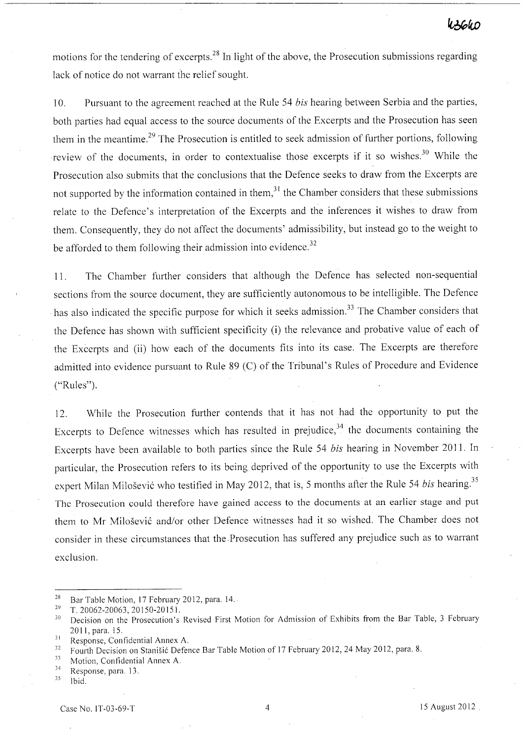motions for the tendering of excerpts.[28] In light of the above, the Prosecution submissions regarding lack of notice do not warrant the relief sought.

10. Pursuant to the agreement reached at the Rule 54 *bis* hearing between Serbia and the parties, both parties had equal access to the source documents of the Excerpts and the Prosecution has seen them in the meantime.[29] The Prosecution is entitled to seek admission of further portions, following review of the documents, in order to contextualise those excerpts if it so wishes.[30] While the Prosecution also submits that the conclusions that the Defence seeks to draw from the Excerpts are not supported by the information contained in them,[31] the Chamber considers that these submissions relate to the Defence's interpretation of the Excerpts and the inferences it wishes to draw from them. Consequently, they do not affect the documents' admissibility, but instead go to the weight to be afforded to them following their admission into evidence.[32]

11. The Chamber further considers that although the Defence has selected non-sequential sections from the source document, they are sufficiently autonomous to be intelligible. The Defence has also indicated the specific purpose for which it seeks admission.[33] The Chamber considers that the Defence has shown with sufficient specificity (i) the relevance and probative value of each of the Excerpts and (ii) how each of the documents fits into its case. The Excerpts are therefore admitted into evidence pursuant to Rule 89 (C) of the Tribunal's Rules of Procedure and Evidence ("Rules").

12. While the Prosecution further contends that it has not had the opportunity to put the Excerpts to Defence witnesses which has resulted in prejudice,[34] the documents containing the Excerpts have been available to both parties since the Rule 54 *bis* hearing in November 2011. In particular, the Prosecution refers to its being deprived of the opportunity to use the Excerpts with expert Milan Milošević who testified in May 2012, that is, 5 months after the Rule 54 *bis* hearing.[35] The Prosecution could therefore have gained access to the documents at an earlier stage and put them to Mr Milošević and/or other Defence witnesses had it so wished. The Chamber does not consider in these circumstances that the Prosecution has suffered any prejudice such as to warrant exclusion.

---

[28] Bar Table Motion, 17 February 2012, para. 14.

[29] T. 20062-20063, 20150-20151.

[30] Decision on the Prosecution's Revised First Motion for Admission of Exhibits from the Bar Table, 3 February 2011, para. 15.

[31] Response, Confidential Annex A.

[32] Fourth Decision on Stanišić Defence Bar Table Motion of 17 February 2012, 24 May 2012, para. 8.

[33] Motion, Confidential Annex A.

[34] Response, para. 13.

[35] Ibid.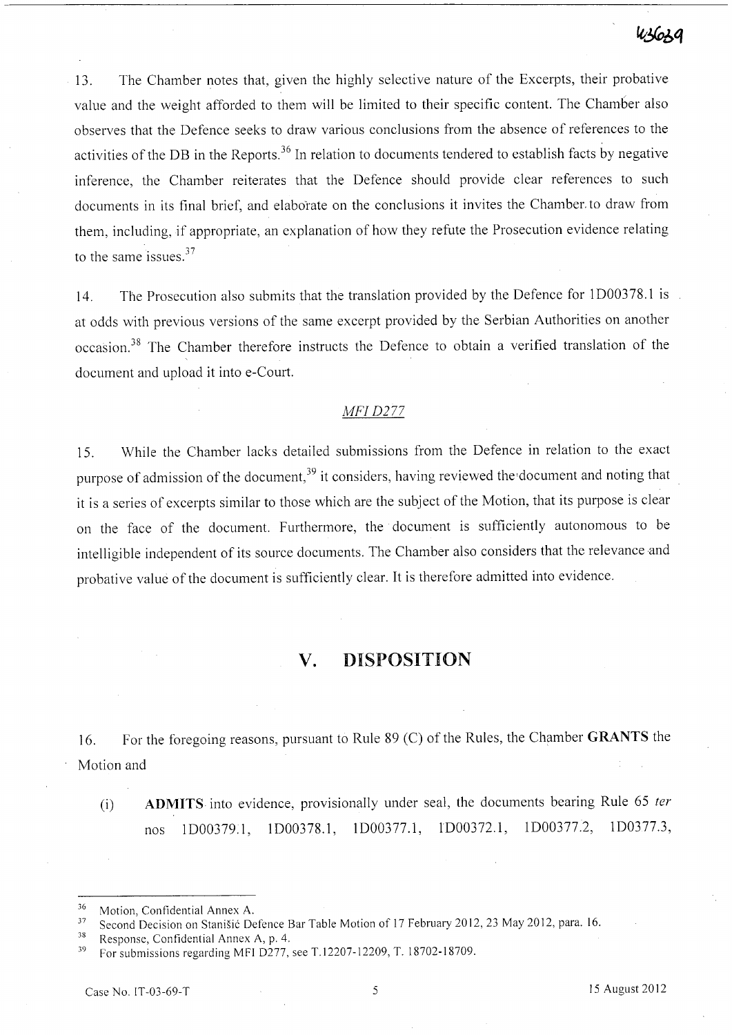13. The Chamber notes that, given the highly selective nature of the Excerpts, their probative value and the weight afforded to them will be limited to their specific content. The Chamber also observes that the Defence seeks to draw various conclusions from the absence of references to the activities of the DB in the Reports.[36] In relation to documents tendered to establish facts by negative inference, the Chamber reiterates that the Defence should provide clear references to such documents in its final brief, and elaborate on the conclusions it invites the Chamber to draw from them, including, if appropriate, an explanation of how they refute the Prosecution evidence relating to the same issues.[37]

14. The Prosecution also submits that the translation provided by the Defence for 1D00378.1 is at odds with previous versions of the same excerpt provided by the Serbian Authorities on another occasion.[38] The Chamber therefore instructs the Defence to obtain a verified translation of the document and upload it into e-Court.

*MFI D277*

15. While the Chamber lacks detailed submissions from the Defence in relation to the exact purpose of admission of the document,[39] it considers, having reviewed the document and noting that it is a series of excerpts similar to those which are the subject of the Motion, that its purpose is clear on the face of the document. Furthermore, the document is sufficiently autonomous to be intelligible independent of its source documents. The Chamber also considers that the relevance and probative value of the document is sufficiently clear. It is therefore admitted into evidence.

## V. DISPOSITION

16. For the foregoing reasons, pursuant to Rule 89 (C) of the Rules, the Chamber **GRANTS** the Motion and

(i) **ADMITS** into evidence, provisionally under seal, the documents bearing Rule 65 *ter* nos 1D00379.1, 1D00378.1, 1D00377.1, 1D00372.1, 1D00377.2, 1D0377.3,

---

[36] Motion, Confidential Annex A.

[37] Second Decision on Stanišić Defence Bar Table Motion of 17 February 2012, 23 May 2012, para. 16.

[38] Response, Confidential Annex A, p. 4.

[39] For submissions regarding MFI D277, see T.12207-12209, T. 18702-18709.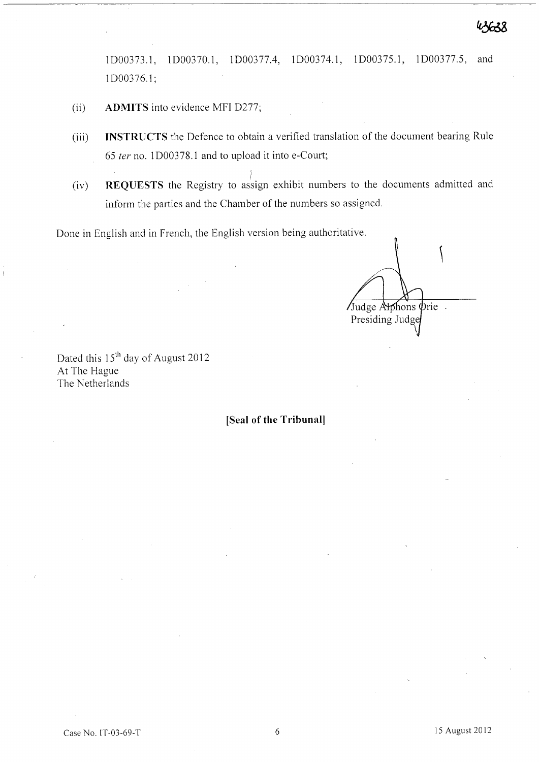1D00373.1, 1D00370.1, 1D00377.4, 1D00374.1, 1D00375.1, 1D00377.5, and 1D00376.1;

(ii) **ADMITS** into evidence MFI D277;

(iii) **INSTRUCTS** the Defence to obtain a verified translation of the document bearing Rule 65 *ter* no. 1D00378.1 and to upload it into e-Court;

(iv) **REQUESTS** the Registry to assign exhibit numbers to the documents admitted and inform the parties and the Chamber of the numbers so assigned.

Done in English and in French, the English version being authoritative.

Judge Alphons Orie
Presiding Judge

Dated this 15th day of August 2012
At The Hague
The Netherlands

**[Seal of the Tribunal]**